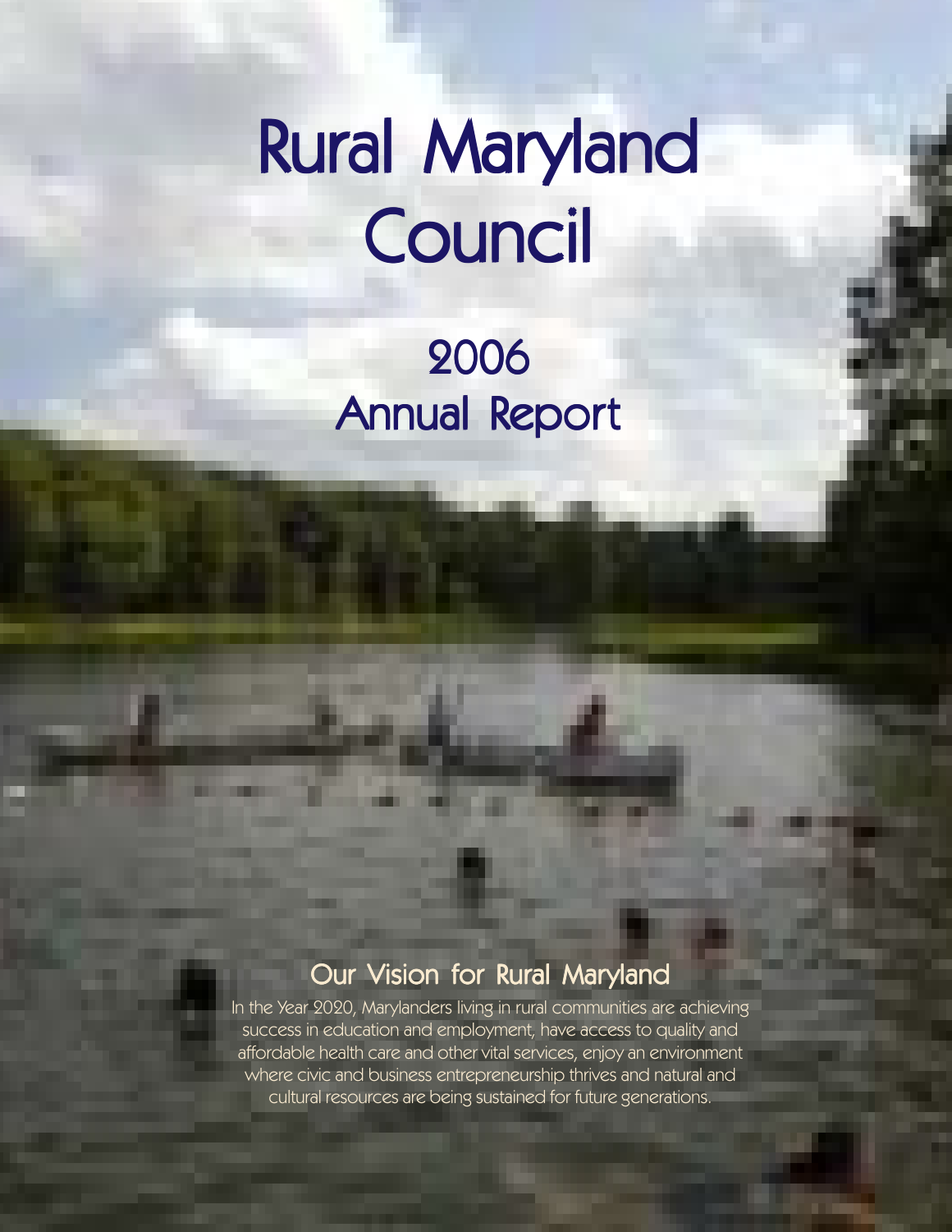# Rural Maryland Council

## 2006
## Annual Report

### Our Vision for Rural Maryland

In the Year 2020, Marylanders living in rural communities are achieving success in education and employment, have access to quality and affordable health care and other vital services, enjoy an environment where civic and business entrepreneurship thrives and natural and cultural resources are being sustained for future generations.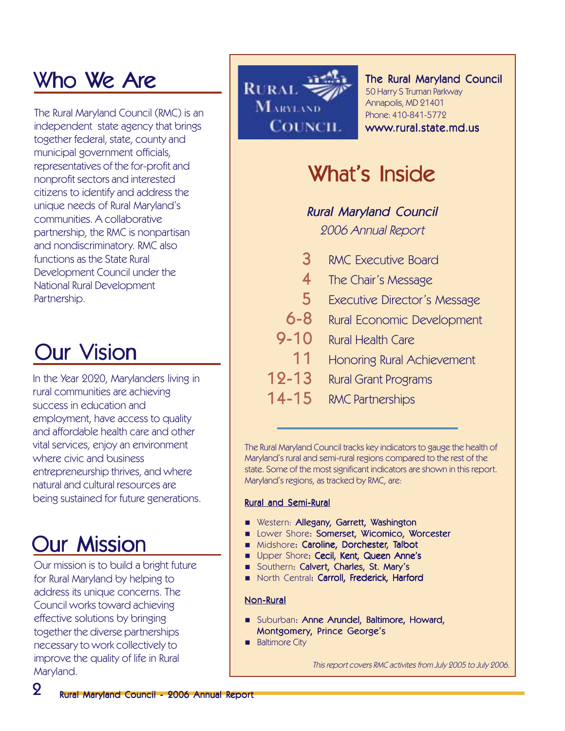## Who We Are

The Rural Maryland Council (RMC) is an independent state agency that brings together federal, state, county and municipal government officials, representatives of the for-profit and nonprofit sectors and interested citizens to identify and address the unique needs of Rural Maryland's communities. A collaborative partnership, the RMC is nonpartisan and nondiscriminatory. RMC also functions as the State Rural Development Council under the National Rural Development Partnership.

## Our Vision

In the Year 2020, Marylanders living in rural communities are achieving success in education and employment, have access to quality and affordable health care and other vital services, enjoy an environment where civic and business entrepreneurship thrives, and where natural and cultural resources are being sustained for future generations.

## Our Mission

Our mission is to build a bright future for Rural Maryland by helping to address its unique concerns. The Council works toward achieving effective solutions by bringing together the diverse partnerships necessary to work collectively to improve the quality of life in Rural Maryland.

**The Rural Maryland Council**
50 Harry S Truman Parkway
Annapolis, MD 21401
Phone: 410-841-5772
www.rural.state.md.us

## What's Inside

*Rural Maryland Council*
*2006 Annual Report*

| | |
|---|---|
| 3 | RMC Executive Board |
| 4 | The Chair's Message |
| 5 | Executive Director's Message |
| 6-8 | Rural Economic Development |
| 9-10 | Rural Health Care |
| 11 | Honoring Rural Achievement |
| 12-13 | Rural Grant Programs |
| 14-15 | RMC Partnerships |

The Rural Maryland Council tracks key indicators to gauge the health of Maryland's rural and semi-rural regions compared to the rest of the state. Some of the most significant indicators are shown in this report. Maryland's regions, as tracked by RMC, are:

**Rural and Semi-Rural**

- Western: **Allegany, Garrett, Washington**
- Lower Shore: **Somerset, Wicomico, Worcester**
- Midshore: **Caroline, Dorchester, Talbot**
- Upper Shore: **Cecil, Kent, Queen Anne's**
- Southern: **Calvert, Charles, St. Mary's**
- North Central: **Carroll, Frederick, Harford**

**Non-Rural**

- Suburban: **Anne Arundel, Baltimore, Howard, Montgomery, Prince George's**
- Baltimore City

*This report covers RMC activites from July 2005 to July 2006.*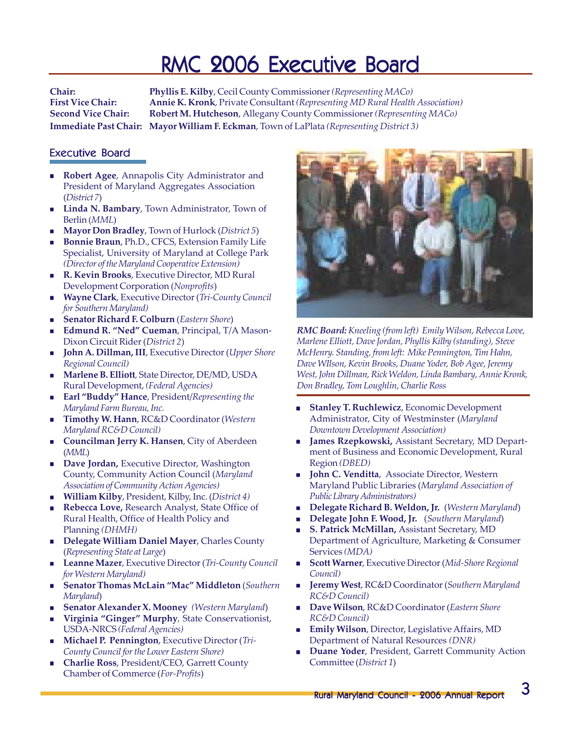# RMC 2006 Executive Board

**Chair:** **Phyllis E. Kilby**, Cecil County Commissioner *(Representing MACo)*
**First Vice Chair:** **Annie K. Kronk**, Private Consultant *(Representing MD Rural Health Association)*
**Second Vice Chair:** **Robert M. Hutcheson**, Allegany County Commissioner *(Representing MACo)*
**Immediate Past Chair:** **Mayor William F. Eckman**, Town of LaPlata *(Representing District 3)*

## Executive Board

- **Robert Agee**, Annapolis City Administrator and President of Maryland Aggregates Association (*District 7*)
- **Linda N. Bambary**, Town Administrator, Town of Berlin (*MML*)
- **Mayor Don Bradley**, Town of Hurlock (*District 5*)
- **Bonnie Braun**, Ph.D., CFCS, Extension Family Life Specialist, University of Maryland at College Park *(Director of the Maryland Cooperative Extension)*
- **R. Kevin Brooks**, Executive Director, MD Rural Development Corporation (*Nonprofits*)
- **Wayne Clark**, Executive Director (*Tri-County Council for Southern Maryland)*
- **Senator Richard F. Colburn** (*Eastern Shore*)
- **Edmund R. "Ned" Cueman**, Principal, T/A Mason-Dixon Circuit Rider (*District 2*)
- **John A. Dillman, III**, Executive Director (*Upper Shore Regional Council)*
- **Marlene B. Elliott**, State Director, DE/MD, USDA Rural Development, *(Federal Agencies)*
- **Earl "Buddy" Hance**, President/*Representing the Maryland Farm Bureau, Inc.*
- **Timothy W. Hann**, RC&D Coordinator (*Western Maryland RC&D Council)*
- **Councilman Jerry K. Hansen**, City of Aberdeen (*MML*)
- **Dave Jordan,** Executive Director, Washington County, Community Action Council (*Maryland Association of Community Action Agencies)*
- **William Kilby**, President, Kilby, Inc. (*District 4)*
- **Rebecca Love,** Research Analyst, State Office of Rural Health, Office of Health Policy and Planning *(DHMH)*
- **Delegate William Daniel Mayer**, Charles County (*Representing State at Large*)
- **Leanne Mazer**, Executive Director (*Tri-County Council for Western Maryland)*
- **Senator Thomas McLain "Mac" Middleton** (*Southern Maryland*)
- **Senator Alexander X. Mooney** *(Western Maryland*)
- **Virginia "Ginger" Murphy**, State Conservationist, USDA-NRCS *(Federal Agencies)*
- **Michael P. Pennington**, Executive Director (*Tri-County Council for the Lower Eastern Shore)*
- **Charlie Ross**, President/CEO, Garrett County Chamber of Commerce (*For-Profits*)

***RMC Board:*** *Kneeling (from left) Emily Wilson, Rebecca Love, Marlene Elliott, Dave Jordan, Phyllis Kilby (standing), Steve McHenry. Standing, from left: Mike Pennington, Tim Hahn, Dave WIlson, Kevin Brooks, Duane Yoder, Bob Agee, Jeremy West, John Dillman, Rick Weldon, Linda Bambary, Annie Kronk, Don Bradley, Tom Loughlin, Charlie Ross*

- **Stanley T. Ruchlewicz**, Economic Development Administrator, City of Westminster (*Maryland Downtown Development Association)*
- **James Rzepkowski,** Assistant Secretary, MD Department of Business and Economic Development, Rural Region *(DBED)*
- **John C. Venditta**, Associate Director, Western Maryland Public Libraries (*Maryland Association of Public Library Administrators)*
- **Delegate Richard B. Weldon, Jr.** (*Western Maryland*)
- **Delegate John F. Wood, Jr.** (*Southern Maryland*)
- **S. Patrick McMillan,** Assistant Secretary, MD Department of Agriculture, Marketing & Consumer Services *(MDA)*
- **Scott Warner**, Executive Director (*Mid-Shore Regional Council)*
- **Jeremy West**, RC&D Coordinator (*Southern Maryland RC&D Council)*
- **Dave Wilson**, RC&D Coordinator (*Eastern Shore RC&D Council)*
- **Emily Wilson**, Director, Legislative Affairs, MD Department of Natural Resources *(DNR)*
- **Duane Yoder**, President, Garrett Community Action Committee (*District 1*)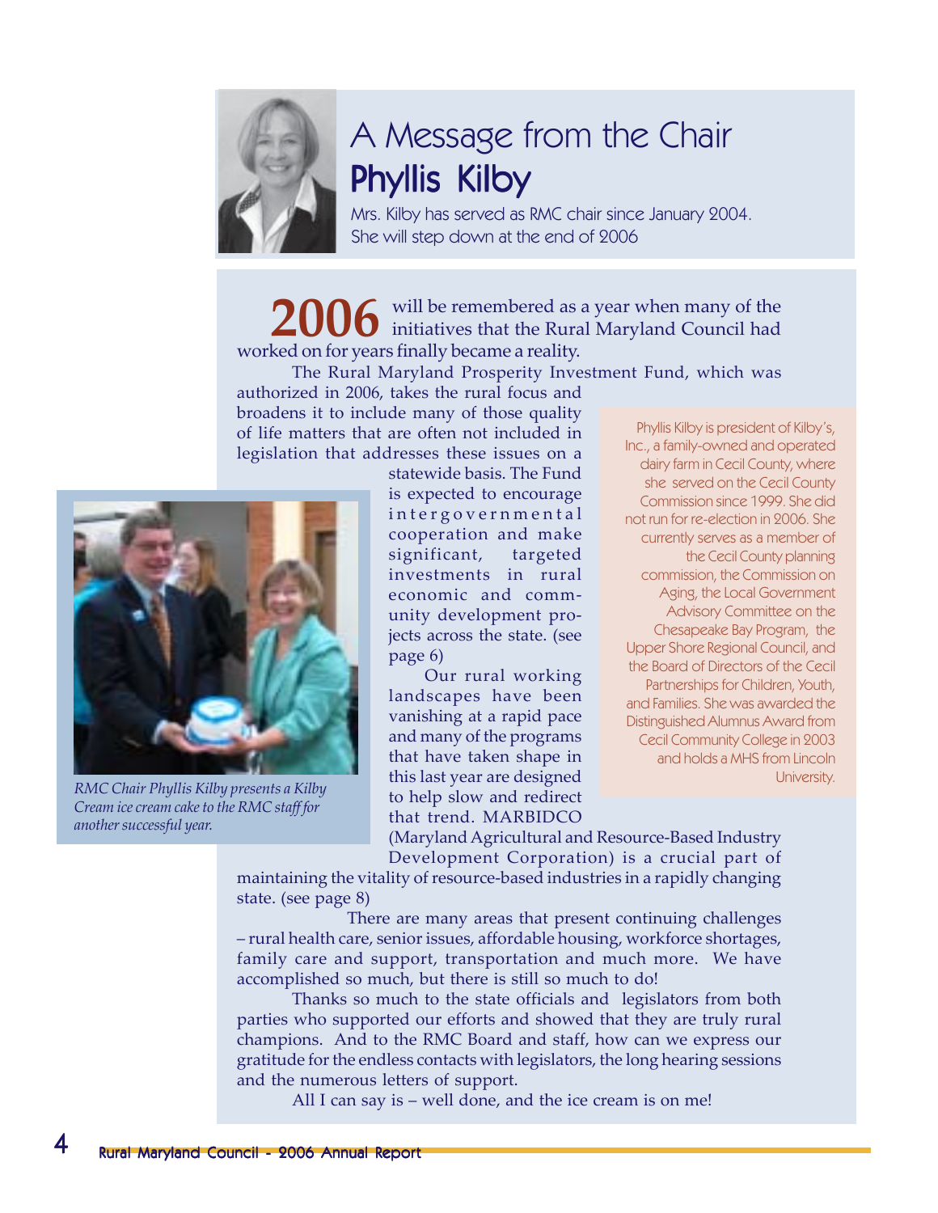# A Message from the Chair

## Phyllis Kilby

Mrs. Kilby has served as RMC chair since January 2004. She will step down at the end of 2006

**2006** will be remembered as a year when many of the initiatives that the Rural Maryland Council had worked on for years finally became a reality.

The Rural Maryland Prosperity Investment Fund, which was authorized in 2006, takes the rural focus and broadens it to include many of those quality of life matters that are often not included in legislation that addresses these issues on a statewide basis. The Fund is expected to encourage intergovernmental cooperation and make significant, targeted investments in rural economic and community development projects across the state. (see page 6)

Our rural working landscapes have been vanishing at a rapid pace and many of the programs that have taken shape in this last year are designed to help slow and redirect that trend. MARBIDCO (Maryland Agricultural and Resource-Based Industry Development Corporation) is a crucial part of maintaining the vitality of resource-based industries in a rapidly changing state. (see page 8)

There are many areas that present continuing challenges – rural health care, senior issues, affordable housing, workforce shortages, family care and support, transportation and much more. We have accomplished so much, but there is still so much to do!

Thanks so much to the state officials and legislators from both parties who supported our efforts and showed that they are truly rural champions. And to the RMC Board and staff, how can we express our gratitude for the endless contacts with legislators, the long hearing sessions and the numerous letters of support.

All I can say is – well done, and the ice cream is on me!

*RMC Chair Phyllis Kilby presents a Kilby Cream ice cream cake to the RMC staff for another successful year.*

Phyllis Kilby is president of Kilby's, Inc., a family-owned and operated dairy farm in Cecil County, where she served on the Cecil County Commission since 1999. She did not run for re-election in 2006. She currently serves as a member of the Cecil County planning commission, the Commission on Aging, the Local Government Advisory Committee on the Chesapeake Bay Program, the Upper Shore Regional Council, and the Board of Directors of the Cecil Partnerships for Children, Youth, and Families. She was awarded the Distinguished Alumnus Award from Cecil Community College in 2003 and holds a MHS from Lincoln University.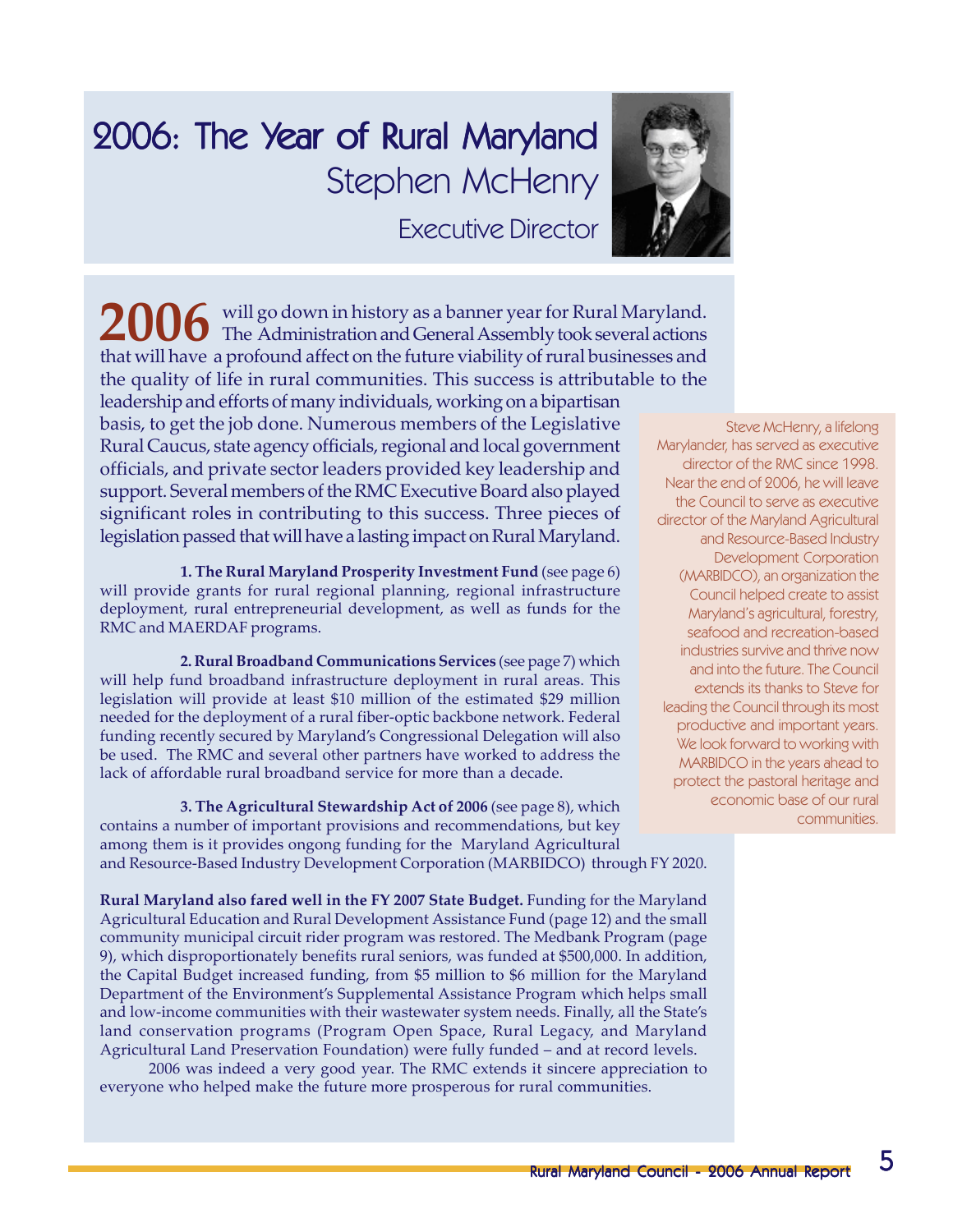# 2006: The Year of Rural Maryland

## Stephen McHenry

### Executive Director

**2006** will go down in history as a banner year for Rural Maryland. The Administration and General Assembly took several actions that will have a profound affect on the future viability of rural businesses and the quality of life in rural communities. This success is attributable to the leadership and efforts of many individuals, working on a bipartisan basis, to get the job done. Numerous members of the Legislative Rural Caucus, state agency officials, regional and local government officials, and private sector leaders provided key leadership and support. Several members of the RMC Executive Board also played significant roles in contributing to this success. Three pieces of legislation passed that will have a lasting impact on Rural Maryland.

**1. The Rural Maryland Prosperity Investment Fund** (see page 6) will provide grants for rural regional planning, regional infrastructure deployment, rural entrepreneurial development, as well as funds for the RMC and MAERDAF programs.

**2. Rural Broadband Communications Services** (see page 7) which will help fund broadband infrastructure deployment in rural areas. This legislation will provide at least $10 million of the estimated $29 million needed for the deployment of a rural fiber-optic backbone network. Federal funding recently secured by Maryland's Congressional Delegation will also be used. The RMC and several other partners have worked to address the lack of affordable rural broadband service for more than a decade.

**3. The Agricultural Stewardship Act of 2006** (see page 8), which contains a number of important provisions and recommendations, but key among them is it provides ongong funding for the Maryland Agricultural and Resource-Based Industry Development Corporation (MARBIDCO) through FY 2020.

**Rural Maryland also fared well in the FY 2007 State Budget.** Funding for the Maryland Agricultural Education and Rural Development Assistance Fund (page 12) and the small community municipal circuit rider program was restored. The Medbank Program (page 9), which disproportionately benefits rural seniors, was funded at $500,000. In addition, the Capital Budget increased funding, from $5 million to $6 million for the Maryland Department of the Environment's Supplemental Assistance Program which helps small and low-income communities with their wastewater system needs. Finally, all the State's land conservation programs (Program Open Space, Rural Legacy, and Maryland Agricultural Land Preservation Foundation) were fully funded – and at record levels.

2006 was indeed a very good year. The RMC extends it sincere appreciation to everyone who helped make the future more prosperous for rural communities.

Steve McHenry, a lifelong Marylander, has served as executive director of the RMC since 1998. Near the end of 2006, he will leave the Council to serve as executive director of the Maryland Agricultural and Resource-Based Industry Development Corporation (MARBIDCO), an organization the Council helped create to assist Maryland's agricultural, forestry, seafood and recreation-based industries survive and thrive now and into the future. The Council extends its thanks to Steve for leading the Council through its most productive and important years. We look forward to working with MARBIDCO in the years ahead to protect the pastoral heritage and economic base of our rural communities.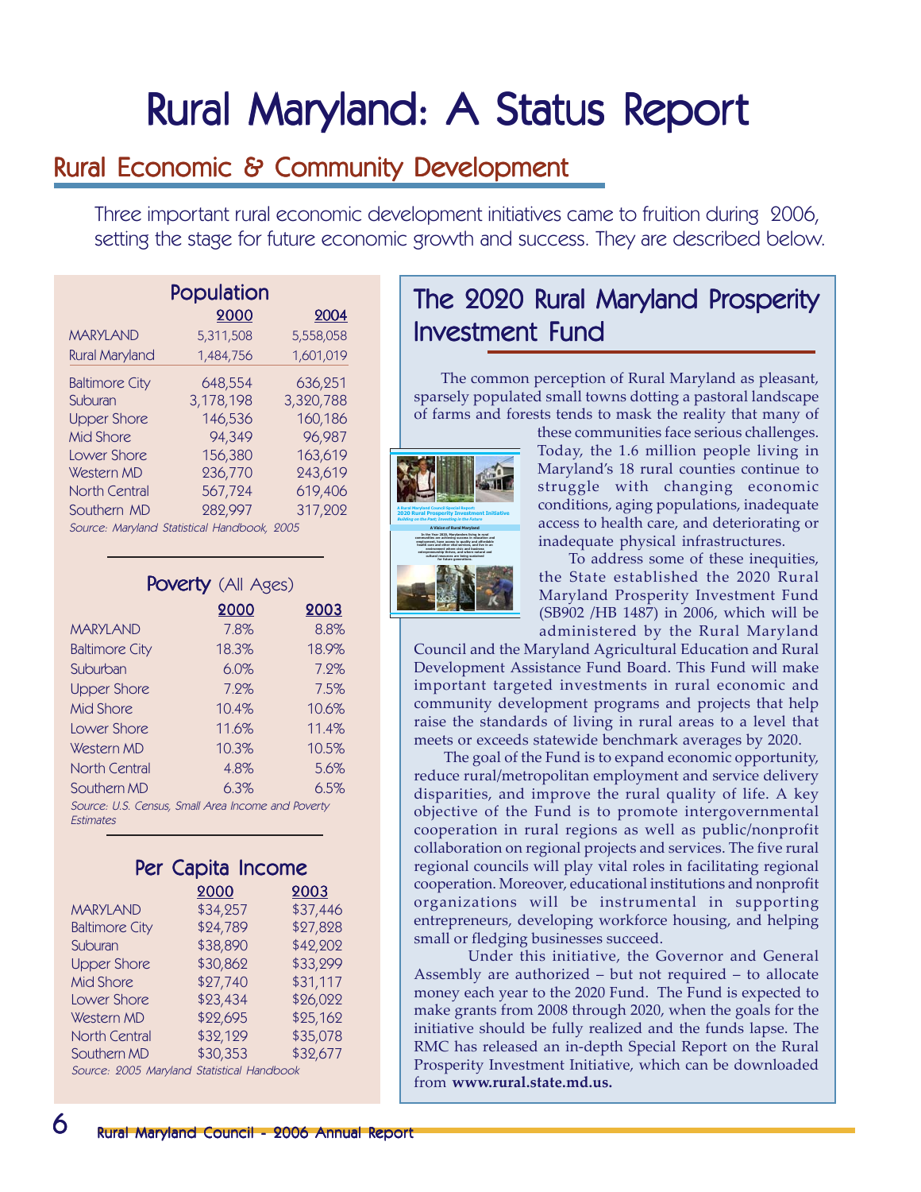# Rural Maryland: A Status Report

## Rural Economic & Community Development

Three important rural economic development initiatives came to fruition during 2006, setting the stage for future economic growth and success. They are described below.

### Population

| | 2000 | 2004 |
|---|---|---|
| MARYLAND | 5,311,508 | 5,558,058 |
| Rural Maryland | 1,484,756 | 1,601,019 |
| Baltimore City | 648,554 | 636,251 |
| Suburan | 3,178,198 | 3,320,788 |
| Upper Shore | 146,536 | 160,186 |
| Mid Shore | 94,349 | 96,987 |
| Lower Shore | 156,380 | 163,619 |
| Western MD | 236,770 | 243,619 |
| North Central | 567,724 | 619,406 |
| Southern MD | 282,997 | 317,202 |

*Source: Maryland Statistical Handbook, 2005*

### Poverty (All Ages)

| | 2000 | 2003 |
|---|---|---|
| MARYLAND | 7.8% | 8.8% |
| Baltimore City | 18.3% | 18.9% |
| Suburban | 6.0% | 7.2% |
| Upper Shore | 7.2% | 7.5% |
| Mid Shore | 10.4% | 10.6% |
| Lower Shore | 11.6% | 11.4% |
| Western MD | 10.3% | 10.5% |
| North Central | 4.8% | 5.6% |
| Southern MD | 6.3% | 6.5% |

*Source: U.S. Census, Small Area Income and Poverty Estimates*

### Per Capita Income

| | 2000 | 2003 |
|---|---|---|
| MARYLAND | $34,257 | $37,446 |
| Baltimore City | $24,789 | $27,828 |
| Suburan | $38,890 | $42,202 |
| Upper Shore | $30,862 | $33,299 |
| Mid Shore | $27,740 | $31,117 |
| Lower Shore | $23,434 | $26,022 |
| Western MD | $22,695 | $25,162 |
| North Central | $32,129 | $35,078 |
| Southern MD | $30,353 | $32,677 |

*Source: 2005 Maryland Statistical Handbook*

## The 2020 Rural Maryland Prosperity Investment Fund

The common perception of Rural Maryland as pleasant, sparsely populated small towns dotting a pastoral landscape of farms and forests tends to mask the reality that many of these communities face serious challenges. Today, the 1.6 million people living in Maryland's 18 rural counties continue to struggle with changing economic conditions, aging populations, inadequate access to health care, and deteriorating or inadequate physical infrastructures.

To address some of these inequities, the State established the 2020 Rural Maryland Prosperity Investment Fund (SB902 /HB 1487) in 2006, which will be administered by the Rural Maryland Council and the Maryland Agricultural Education and Rural Development Assistance Fund Board. This Fund will make important targeted investments in rural economic and community development programs and projects that help raise the standards of living in rural areas to a level that meets or exceeds statewide benchmark averages by 2020.

The goal of the Fund is to expand economic opportunity, reduce rural/metropolitan employment and service delivery disparities, and improve the rural quality of life. A key objective of the Fund is to promote intergovernmental cooperation in rural regions as well as public/nonprofit collaboration on regional projects and services. The five rural regional councils will play vital roles in facilitating regional cooperation. Moreover, educational institutions and nonprofit organizations will be instrumental in supporting entrepreneurs, developing workforce housing, and helping small or fledging businesses succeed.

Under this initiative, the Governor and General Assembly are authorized – but not required – to allocate money each year to the 2020 Fund. The Fund is expected to make grants from 2008 through 2020, when the goals for the initiative should be fully realized and the funds lapse. The RMC has released an in-depth Special Report on the Rural Prosperity Investment Initiative, which can be downloaded from **www.rural.state.md.us.**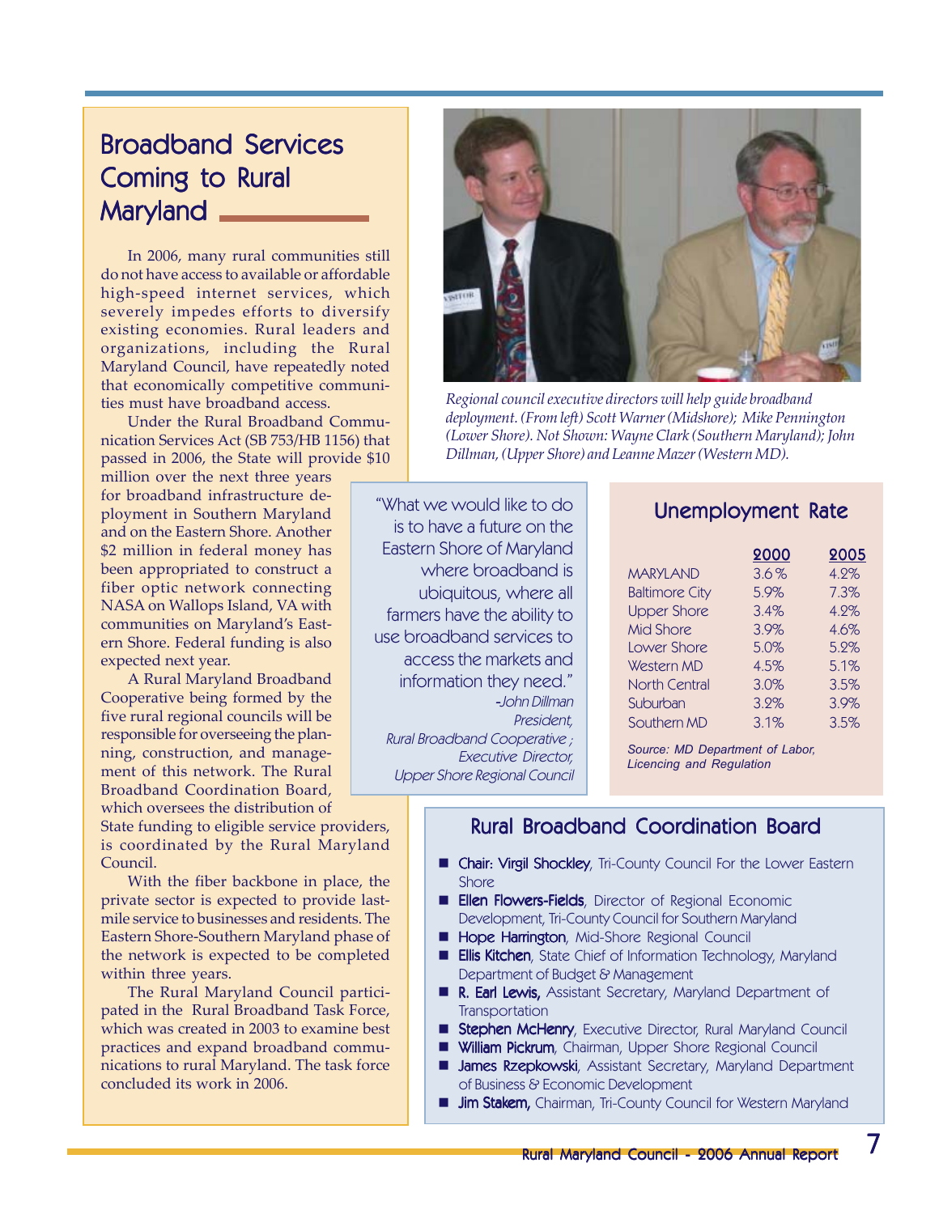## Broadband Services Coming to Rural Maryland

In 2006, many rural communities still do not have access to available or affordable high-speed internet services, which severely impedes efforts to diversify existing economies. Rural leaders and organizations, including the Rural Maryland Council, have repeatedly noted that economically competitive communities must have broadband access.

Under the Rural Broadband Communication Services Act (SB 753/HB 1156) that passed in 2006, the State will provide $10 million over the next three years for broadband infrastructure deployment in Southern Maryland and on the Eastern Shore. Another $2 million in federal money has been appropriated to construct a fiber optic network connecting NASA on Wallops Island, VA with communities on Maryland's Eastern Shore. Federal funding is also expected next year.

A Rural Maryland Broadband Cooperative being formed by the five rural regional councils will be responsible for overseeing the planning, construction, and management of this network. The Rural Broadband Coordination Board, which oversees the distribution of State funding to eligible service providers, is coordinated by the Rural Maryland Council.

With the fiber backbone in place, the private sector is expected to provide last-mile service to businesses and residents. The Eastern Shore-Southern Maryland phase of the network is expected to be completed within three years.

The Rural Maryland Council participated in the Rural Broadband Task Force, which was created in 2003 to examine best practices and expand broadband communications to rural Maryland. The task force concluded its work in 2006.

*Regional council executive directors will help guide broadband deployment. (From left) Scott Warner (Midshore); Mike Pennington (Lower Shore). Not Shown: Wayne Clark (Southern Maryland); John Dillman, (Upper Shore) and Leanne Mazer (Western MD).*

> "What we would like to do is to have a future on the Eastern Shore of Maryland where broadband is ubiquitous, where all farmers have the ability to use broadband services to access the markets and information they need."
>
> *-John Dillman*
> *President, Rural Broadband Cooperative ;*
> *Executive Director, Upper Shore Regional Council*

### Unemployment Rate

| | 2000 | 2005 |
|---|---|---|
| MARYLAND | 3.6% | 4.2% |
| Baltimore City | 5.9% | 7.3% |
| Upper Shore | 3.4% | 4.2% |
| Mid Shore | 3.9% | 4.6% |
| Lower Shore | 5.0% | 5.2% |
| Western MD | 4.5% | 5.1% |
| North Central | 3.0% | 3.5% |
| Suburban | 3.2% | 3.9% |
| Southern MD | 3.1% | 3.5% |

*Source: MD Department of Labor, Licencing and Regulation*

### Rural Broadband Coordination Board

- **Chair: Virgil Shockley**, Tri-County Council For the Lower Eastern Shore
- **Ellen Flowers-Fields**, Director of Regional Economic Development, Tri-County Council for Southern Maryland
- **Hope Harrington**, Mid-Shore Regional Council
- **Ellis Kitchen**, State Chief of Information Technology, Maryland Department of Budget & Management
- **R. Earl Lewis,** Assistant Secretary, Maryland Department of Transportation
- **Stephen McHenry**, Executive Director, Rural Maryland Council
- **William Pickrum**, Chairman, Upper Shore Regional Council
- **James Rzepkowski**, Assistant Secretary, Maryland Department of Business & Economic Development
- **Jim Stakem,** Chairman, Tri-County Council for Western Maryland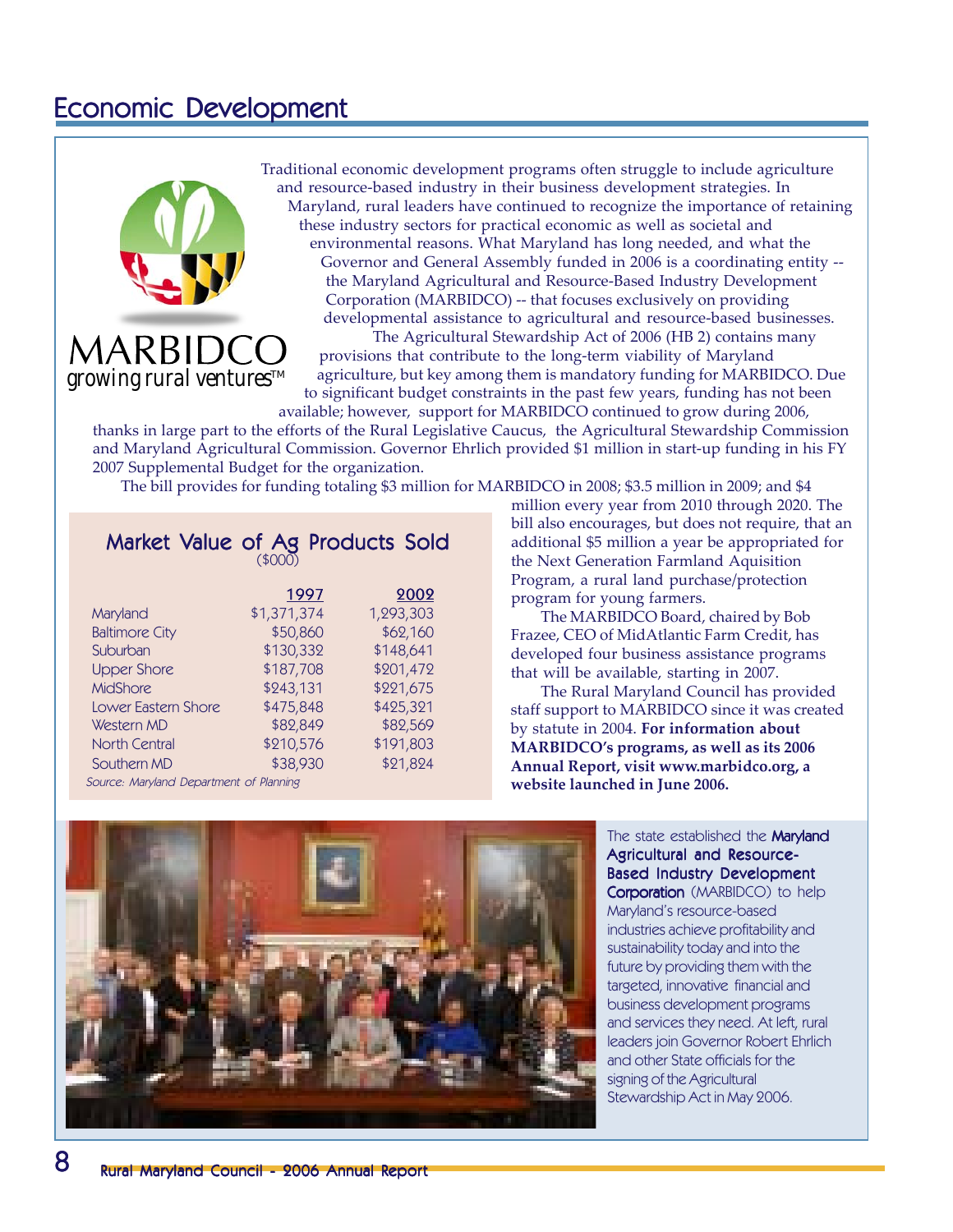# Economic Development

MARBIDCO
growing rural ventures™

Traditional economic development programs often struggle to include agriculture and resource-based industry in their business development strategies. In Maryland, rural leaders have continued to recognize the importance of retaining these industry sectors for practical economic as well as societal and environmental reasons. What Maryland has long needed, and what the Governor and General Assembly funded in 2006 is a coordinating entity -- the Maryland Agricultural and Resource-Based Industry Development Corporation (MARBIDCO) -- that focuses exclusively on providing developmental assistance to agricultural and resource-based businesses.

The Agricultural Stewardship Act of 2006 (HB 2) contains many provisions that contribute to the long-term viability of Maryland agriculture, but key among them is mandatory funding for MARBIDCO. Due to significant budget constraints in the past few years, funding has not been available; however, support for MARBIDCO continued to grow during 2006, thanks in large part to the efforts of the Rural Legislative Caucus, the Agricultural Stewardship Commission and Maryland Agricultural Commission. Governor Ehrlich provided $1 million in start-up funding in his FY 2007 Supplemental Budget for the organization.

The bill provides for funding totaling $3 million for MARBIDCO in 2008; $3.5 million in 2009; and $4 million every year from 2010 through 2020. The bill also encourages, but does not require, that an additional $5 million a year be appropriated for the Next Generation Farmland Aquisition Program, a rural land purchase/protection program for young farmers.

The MARBIDCO Board, chaired by Bob Frazee, CEO of MidAtlantic Farm Credit, has developed four business assistance programs that will be available, starting in 2007.

The Rural Maryland Council has provided staff support to MARBIDCO since it was created by statute in 2004. **For information about MARBIDCO's programs, as well as its 2006 Annual Report, visit www.marbidco.org, a website launched in June 2006.**

## Market Value of Ag Products Sold
($000)

| | 1997 | 2002 |
|---|---|---|
| Maryland | $1,371,374 | 1,293,303 |
| Baltimore City | $50,860 | $62,160 |
| Suburban | $130,332 | $148,641 |
| Upper Shore | $187,708 | $201,472 |
| MidShore | $243,131 | $221,675 |
| Lower Eastern Shore | $475,848 | $425,321 |
| Western MD | $82,849 | $82,569 |
| North Central | $210,576 | $191,803 |
| Southern MD | $38,930 | $21,824 |

*Source: Maryland Department of Planning*

The state established the **Maryland Agricultural and Resource-Based Industry Development Corporation** (MARBIDCO) to help Maryland's resource-based industries achieve profitability and sustainability today and into the future by providing them with the targeted, innovative financial and business development programs and services they need. At left, rural leaders join Governor Robert Ehrlich and other State officials for the signing of the Agricultural Stewardship Act in May 2006.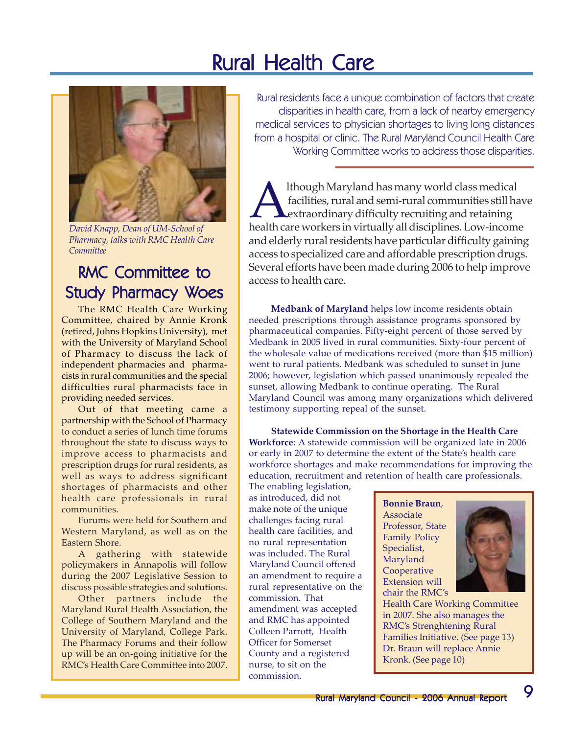# Rural Health Care

Rural residents face a unique combination of factors that create disparities in health care, from a lack of nearby emergency medical services to physician shortages to living long distances from a hospital or clinic. The Rural Maryland Council Health Care Working Committee works to address those disparities.

Although Maryland has many world class medical facilities, rural and semi-rural communities still have extraordinary difficulty recruiting and retaining health care workers in virtually all disciplines. Low-income and elderly rural residents have particular difficulty gaining access to specialized care and affordable prescription drugs. Several efforts have been made during 2006 to help improve access to health care.

**Medbank of Maryland** helps low income residents obtain needed prescriptions through assistance programs sponsored by pharmaceutical companies. Fifty-eight percent of those served by Medbank in 2005 lived in rural communities. Sixty-four percent of the wholesale value of medications received (more than $15 million) went to rural patients. Medbank was scheduled to sunset in June 2006; however, legislation which passed unanimously repealed the sunset, allowing Medbank to continue operating. The Rural Maryland Council was among many organizations which delivered testimony supporting repeal of the sunset.

**Statewide Commission on the Shortage in the Health Care Workforce**: A statewide commission will be organized late in 2006 or early in 2007 to determine the extent of the State's health care workforce shortages and make recommendations for improving the education, recruitment and retention of health care professionals. The enabling legislation, as introduced, did not make note of the unique challenges facing rural health care facilities, and no rural representation was included. The Rural Maryland Council offered an amendment to require a rural representative on the commission. That amendment was accepted and RMC has appointed Colleen Parrott, Health Officer for Somerset County and a registered nurse, to sit on the commission.

**Bonnie Braun**, Associate Professor, State Family Policy Specialist, Maryland Cooperative Extension will chair the RMC's Health Care Working Committee in 2007. She also manages the RMC's Strenghtening Rural Families Initiative. (See page 13) Dr. Braun will replace Annie Kronk. (See page 10)

*David Knapp, Dean of UM-School of Pharmacy, talks with RMC Health Care Committee*

## RMC Committee to Study Pharmacy Woes

The RMC Health Care Working Committee, chaired by Annie Kronk (retired, Johns Hopkins University), met with the University of Maryland School of Pharmacy to discuss the lack of independent pharmacies and pharmacists in rural communities and the special difficulties rural pharmacists face in providing needed services.

Out of that meeting came a partnership with the School of Pharmacy to conduct a series of lunch time forums throughout the state to discuss ways to improve access to pharmacists and prescription drugs for rural residents, as well as ways to address significant shortages of pharmacists and other health care professionals in rural communities.

Forums were held for Southern and Western Maryland, as well as on the Eastern Shore.

A gathering with statewide policymakers in Annapolis will follow during the 2007 Legislative Session to discuss possible strategies and solutions.

Other partners include the Maryland Rural Health Association, the College of Southern Maryland and the University of Maryland, College Park. The Pharmacy Forums and their follow up will be an on-going initiative for the RMC's Health Care Committee into 2007.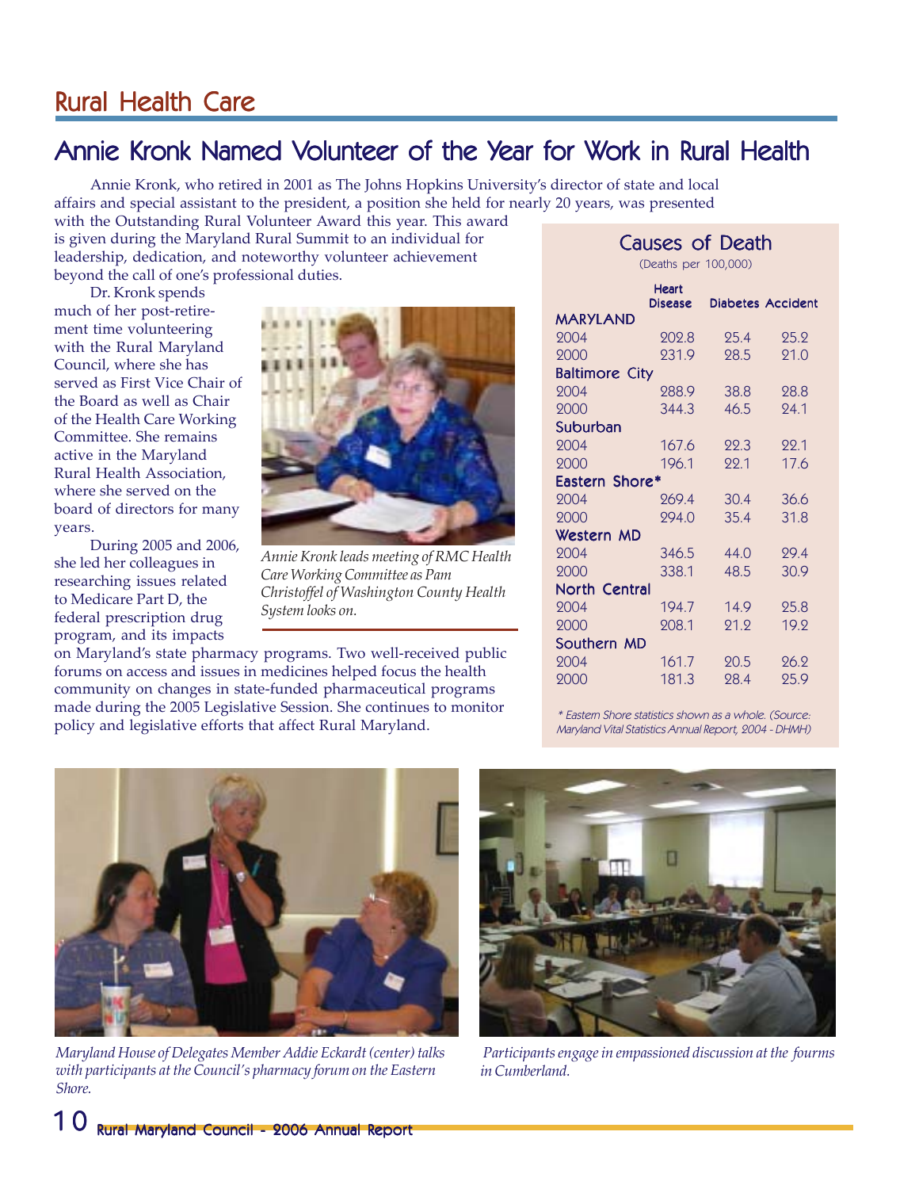# Rural Health Care

## Annie Kronk Named Volunteer of the Year for Work in Rural Health

Annie Kronk, who retired in 2001 as The Johns Hopkins University's director of state and local affairs and special assistant to the president, a position she held for nearly 20 years, was presented with the Outstanding Rural Volunteer Award this year. This award is given during the Maryland Rural Summit to an individual for leadership, dedication, and noteworthy volunteer achievement beyond the call of one's professional duties.

Dr. Kronk spends much of her post-retirement time volunteering with the Rural Maryland Council, where she has served as First Vice Chair of the Board as well as Chair of the Health Care Working Committee. She remains active in the Maryland Rural Health Association, where she served on the board of directors for many years.

During 2005 and 2006, she led her colleagues in researching issues related to Medicare Part D, the federal prescription drug program, and its impacts on Maryland's state pharmacy programs. Two well-received public forums on access and issues in medicines helped focus the health community on changes in state-funded pharmaceutical programs made during the 2005 Legislative Session. She continues to monitor policy and legislative efforts that affect Rural Maryland.

*Annie Kronk leads meeting of RMC Health Care Working Committee as Pam Christoffel of Washington County Health System looks on.*

### Causes of Death

(Deaths per 100,000)

| | Heart Disease | Diabetes | Accident |
|---|---|---|---|
| **MARYLAND** | | | |
| 2004 | 202.8 | 25.4 | 25.2 |
| 2000 | 231.9 | 28.5 | 21.0 |
| **Baltimore City** | | | |
| 2004 | 288.9 | 38.8 | 28.8 |
| 2000 | 344.3 | 46.5 | 24.1 |
| **Suburban** | | | |
| 2004 | 167.6 | 22.3 | 22.1 |
| 2000 | 196.1 | 22.1 | 17.6 |
| **Eastern Shore*** | | | |
| 2004 | 269.4 | 30.4 | 36.6 |
| 2000 | 294.0 | 35.4 | 31.8 |
| **Western MD** | | | |
| 2004 | 346.5 | 44.0 | 29.4 |
| 2000 | 338.1 | 48.5 | 30.9 |
| **North Central** | | | |
| 2004 | 194.7 | 14.9 | 25.8 |
| 2000 | 208.1 | 21.2 | 19.2 |
| **Southern MD** | | | |
| 2004 | 161.7 | 20.5 | 26.2 |
| 2000 | 181.3 | 28.4 | 25.9 |

*\* Eastern Shore statistics shown as a whole. (Source: Maryland Vital Statistics Annual Report, 2004 - DHMH)*

*Maryland House of Delegates Member Addie Eckardt (center) talks with participants at the Council's pharmacy forum on the Eastern Shore.*

*Participants engage in empassioned discussion at the fourms in Cumberland.*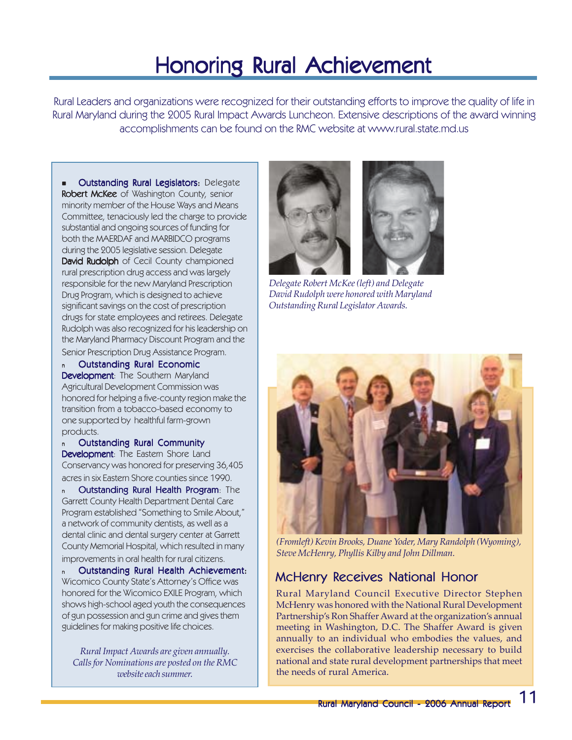# Honoring Rural Achievement

Rural Leaders and organizations were recognized for their outstanding efforts to improve the quality of life in Rural Maryland during the 2005 Rural Impact Awards Luncheon. Extensive descriptions of the award winning accomplishments can be found on the RMC website at www.rural.state.md.us

- **Outstanding Rural Legislators:** Delegate **Robert McKee** of Washington County, senior minority member of the House Ways and Means Committee, tenaciously led the charge to provide substantial and ongoing sources of funding for both the MAERDAF and MARBIDCO programs during the 2005 legislative session. Delegate **David Rudolph** of Cecil County championed rural prescription drug access and was largely responsible for the new Maryland Prescription Drug Program, which is designed to achieve significant savings on the cost of prescription drugs for state employees and retirees. Delegate Rudolph was also recognized for his leadership on the Maryland Pharmacy Discount Program and the Senior Prescription Drug Assistance Program.
- **Outstanding Rural Economic Development**: The Southern Maryland Agricultural Development Commission was honored for helping a five-county region make the transition from a tobacco-based economy to one supported by healthful farm-grown products.
- **Outstanding Rural Community Development**: The Eastern Shore Land Conservancy was honored for preserving 36,405 acres in six Eastern Shore counties since 1990.
- **Outstanding Rural Health Program**: The Garrett County Health Department Dental Care Program established "Something to Smile About," a network of community dentists, as well as a dental clinic and dental surgery center at Garrett County Memorial Hospital, which resulted in many improvements in oral health for rural citizens.
- **Outstanding Rural Health Achievement:** Wicomico County State's Attorney's Office was honored for the Wicomico EXILE Program, which shows high-school aged youth the consequences of gun possession and gun crime and gives them guidelines for making positive life choices.

*Rural Impact Awards are given annually. Calls for Nominations are posted on the RMC website each summer.*

*Delegate Robert McKee (left) and Delegate David Rudolph were honored with Maryland Outstanding Rural Legislator Awards.*

*(Fromleft) Kevin Brooks, Duane Yoder, Mary Randolph (Wyoming), Steve McHenry, Phyllis Kilby and John Dillman.*

## McHenry Receives National Honor

Rural Maryland Council Executive Director Stephen McHenry was honored with the National Rural Development Partnership's Ron Shaffer Award at the organization's annual meeting in Washington, D.C. The Shaffer Award is given annually to an individual who embodies the values, and exercises the collaborative leadership necessary to build national and state rural development partnerships that meet the needs of rural America.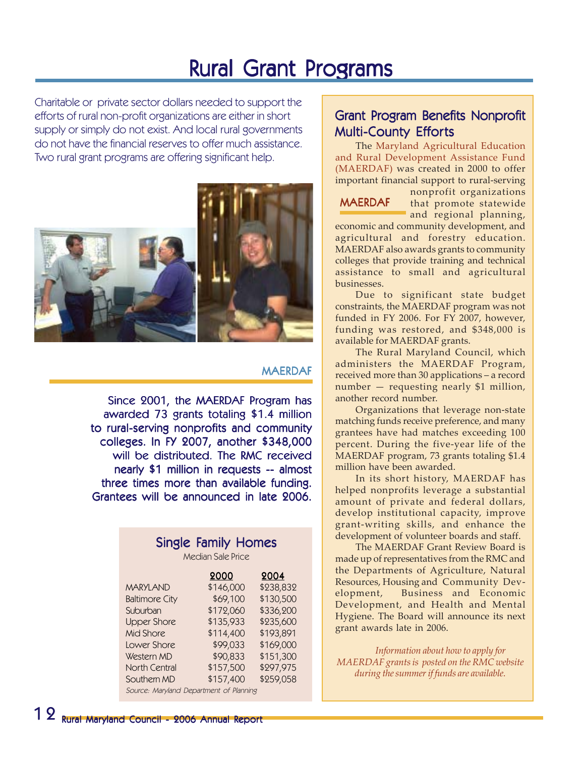# Rural Grant Programs

Charitable or private sector dollars needed to support the efforts of rural non-profit organizations are either in short supply or simply do not exist. And local rural governments do not have the financial reserves to offer much assistance. Two rural grant programs are offering significant help.

### MAERDAF

**Since 2001, the MAERDAF Program has awarded 73 grants totaling $1.4 million to rural-serving nonprofits and community colleges. In FY 2007, another $348,000 will be distributed. The RMC received nearly $1 million in requests -- almost three times more than available funding. Grantees will be announced in late 2006.**

### Single Family Homes

Median Sale Price

| | 2000 | 2004 |
|---|---|---|
| MARYLAND | $146,000 | $238,832 |
| Baltimore City | $69,100 | $130,500 |
| Suburban | $172,060 | $336,200 |
| Upper Shore | $135,933 | $235,600 |
| Mid Shore | $114,400 | $193,891 |
| Lower Shore | $99,033 | $169,000 |
| Western MD | $90,833 | $151,300 |
| North Central | $157,500 | $297,975 |
| Southern MD | $157,400 | $259,058 |

*Source: Maryland Department of Planning*

## Grant Program Benefits Nonprofit Multi-County Efforts

The Maryland Agricultural Education and Rural Development Assistance Fund (MAERDAF) was created in 2000 to offer important financial support to rural-serving nonprofit organizations that promote statewide and regional planning, economic and community development, and agricultural and forestry education. MAERDAF also awards grants to community colleges that provide training and technical assistance to small and agricultural businesses.

### MAERDAF

Due to significant state budget constraints, the MAERDAF program was not funded in FY 2006. For FY 2007, however, funding was restored, and $348,000 is available for MAERDAF grants.

The Rural Maryland Council, which administers the MAERDAF Program, received more than 30 applications – a record number — requesting nearly $1 million, another record number.

Organizations that leverage non-state matching funds receive preference, and many grantees have had matches exceeding 100 percent. During the five-year life of the MAERDAF program, 73 grants totaling $1.4 million have been awarded.

In its short history, MAERDAF has helped nonprofits leverage a substantial amount of private and federal dollars, develop institutional capacity, improve grant-writing skills, and enhance the development of volunteer boards and staff.

The MAERDAF Grant Review Board is made up of representatives from the RMC and the Departments of Agriculture, Natural Resources, Housing and Community Development, Business and Economic Development, and Health and Mental Hygiene. The Board will announce its next grant awards late in 2006.

*Information about how to apply for MAERDAF grants is posted on the RMC website during the summer if funds are available.*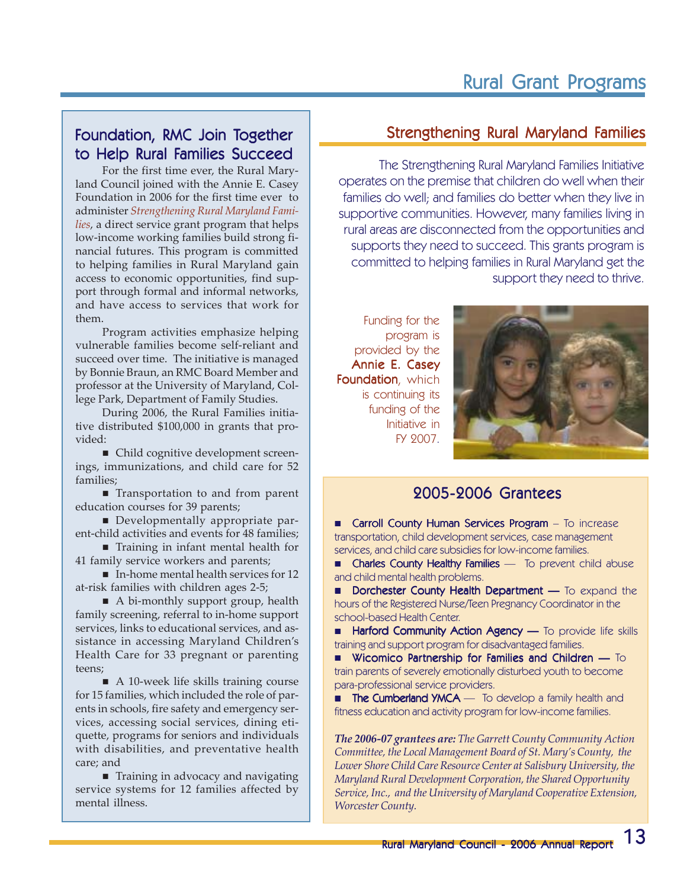# Rural Grant Programs

## Foundation, RMC Join Together to Help Rural Families Succeed

For the first time ever, the Rural Maryland Council joined with the Annie E. Casey Foundation in 2006 for the first time ever to administer *Strengthening Rural Maryland Families*, a direct service grant program that helps low-income working families build strong financial futures. This program is committed to helping families in Rural Maryland gain access to economic opportunities, find support through formal and informal networks, and have access to services that work for them.

Program activities emphasize helping vulnerable families become self-reliant and succeed over time. The initiative is managed by Bonnie Braun, an RMC Board Member and professor at the University of Maryland, College Park, Department of Family Studies.

During 2006, the Rural Families initiative distributed $100,000 in grants that provided:

- Child cognitive development screenings, immunizations, and child care for 52 families;
- Transportation to and from parent education courses for 39 parents;
- Developmentally appropriate parent-child activities and events for 48 families;
- Training in infant mental health for 41 family service workers and parents;
- In-home mental health services for 12 at-risk families with children ages 2-5;
- A bi-monthly support group, health family screening, referral to in-home support services, links to educational services, and assistance in accessing Maryland Children's Health Care for 33 pregnant or parenting teens;
- A 10-week life skills training course for 15 families, which included the role of parents in schools, fire safety and emergency services, accessing social services, dining etiquette, programs for seniors and individuals with disabilities, and preventative health care; and
- Training in advocacy and navigating service systems for 12 families affected by mental illness.

## Strengthening Rural Maryland Families

The Strengthening Rural Maryland Families Initiative operates on the premise that children do well when their families do well; and families do better when they live in supportive communities. However, many families living in rural areas are disconnected from the opportunities and supports they need to succeed. This grants program is committed to helping families in Rural Maryland get the support they need to thrive.

Funding for the program is provided by the **Annie E. Casey Foundation**, which is continuing its funding of the Initiative in FY 2007.

### 2005-2006 Grantees

- **Carroll County Human Services Program** – To increase transportation, child development services, case management services, and child care subsidies for low-income families.
- **Charles County Healthy Families** — To prevent child abuse and child mental health problems.
- **Dorchester County Health Department —** To expand the hours of the Registered Nurse/Teen Pregnancy Coordinator in the school-based Health Center.
- **Harford Community Action Agency —** To provide life skills training and support program for disadvantaged families.
- **Wicomico Partnership for Families and Children —** To train parents of severely emotionally disturbed youth to become para-professional service providers.
- **The Cumberland YMCA** — To develop a family health and fitness education and activity program for low-income families.

***The 2006-07 grantees are:*** *The Garrett County Community Action Committee, the Local Management Board of St. Mary's County, the Lower Shore Child Care Resource Center at Salisbury University, the Maryland Rural Development Corporation, the Shared Opportunity Service, Inc., and the University of Maryland Cooperative Extension, Worcester County.*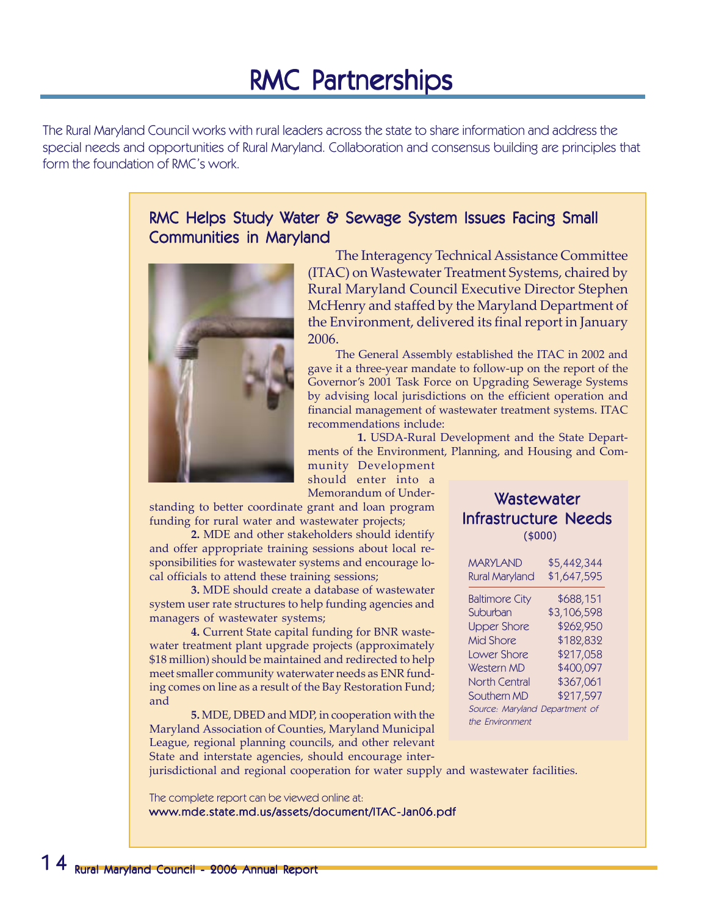# RMC Partnerships

The Rural Maryland Council works with rural leaders across the state to share information and address the special needs and opportunities of Rural Maryland. Collaboration and consensus building are principles that form the foundation of RMC's work.

## RMC Helps Study Water & Sewage System Issues Facing Small Communities in Maryland

The Interagency Technical Assistance Committee (ITAC) on Wastewater Treatment Systems, chaired by Rural Maryland Council Executive Director Stephen McHenry and staffed by the Maryland Department of the Environment, delivered its final report in January 2006.

The General Assembly established the ITAC in 2002 and gave it a three-year mandate to follow-up on the report of the Governor's 2001 Task Force on Upgrading Sewerage Systems by advising local jurisdictions on the efficient operation and financial management of wastewater treatment systems. ITAC recommendations include:

**1.** USDA-Rural Development and the State Departments of the Environment, Planning, and Housing and Community Development should enter into a Memorandum of Understanding to better coordinate grant and loan program funding for rural water and wastewater projects;

**2.** MDE and other stakeholders should identify and offer appropriate training sessions about local responsibilities for wastewater systems and encourage local officials to attend these training sessions;

**3.** MDE should create a database of wastewater system user rate structures to help funding agencies and managers of wastewater systems;

**4.** Current State capital funding for BNR wastewater treatment plant upgrade projects (approximately $18 million) should be maintained and redirected to help meet smaller community waterwater needs as ENR funding comes on line as a result of the Bay Restoration Fund; and

**5.** MDE, DBED and MDP, in cooperation with the Maryland Association of Counties, Maryland Municipal League, regional planning councils, and other relevant State and interstate agencies, should encourage inter-jurisdictional and regional cooperation for water supply and wastewater facilities.

### Wastewater Infrastructure Needs

($000)

| Region | Needs |
|---|---|
| MARYLAND | $5,442,344 |
| Rural Maryland | $1,647,595 |
| Baltimore City | $688,151 |
| Suburban | $3,106,598 |
| Upper Shore | $262,950 |
| Mid Shore | $182,832 |
| Lower Shore | $217,058 |
| Western MD | $400,097 |
| North Central | $367,061 |
| Southern MD | $217,597 |

*Source: Maryland Department of the Environment*

The complete report can be viewed online at:
www.mde.state.md.us/assets/document/ITAC-Jan06.pdf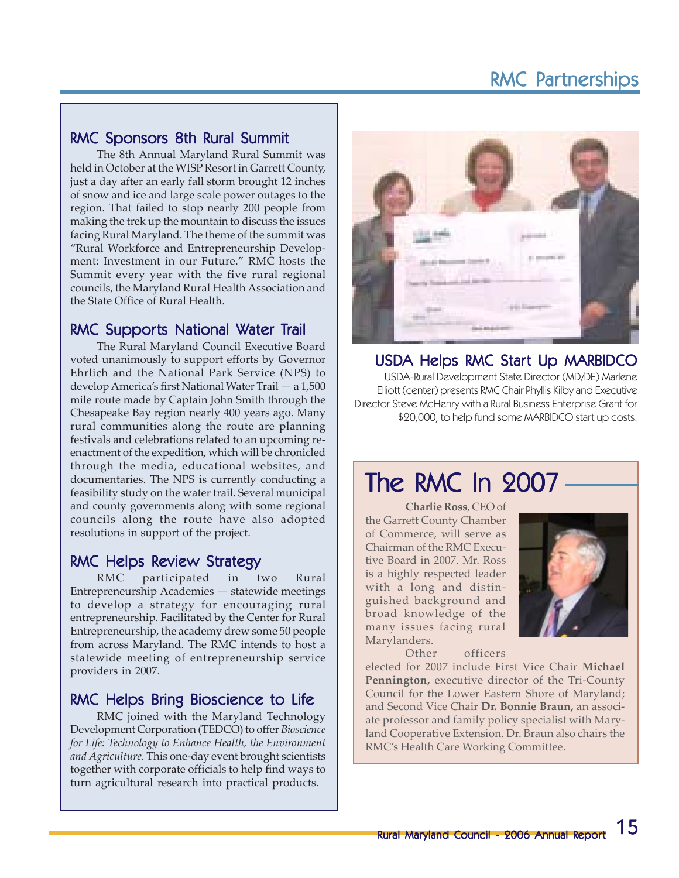# RMC Partnerships

## RMC Sponsors 8th Rural Summit

The 8th Annual Maryland Rural Summit was held in October at the WISP Resort in Garrett County, just a day after an early fall storm brought 12 inches of snow and ice and large scale power outages to the region. That failed to stop nearly 200 people from making the trek up the mountain to discuss the issues facing Rural Maryland. The theme of the summit was "Rural Workforce and Entrepreneurship Development: Investment in our Future." RMC hosts the Summit every year with the five rural regional councils, the Maryland Rural Health Association and the State Office of Rural Health.

## RMC Supports National Water Trail

The Rural Maryland Council Executive Board voted unanimously to support efforts by Governor Ehrlich and the National Park Service (NPS) to develop America's first National Water Trail — a 1,500 mile route made by Captain John Smith through the Chesapeake Bay region nearly 400 years ago. Many rural communities along the route are planning festivals and celebrations related to an upcoming re-enactment of the expedition, which will be chronicled through the media, educational websites, and documentaries. The NPS is currently conducting a feasibility study on the water trail. Several municipal and county governments along with some regional councils along the route have also adopted resolutions in support of the project.

## RMC Helps Review Strategy

RMC participated in two Rural Entrepreneurship Academies — statewide meetings to develop a strategy for encouraging rural entrepreneurship. Facilitated by the Center for Rural Entrepreneurship, the academy drew some 50 people from across Maryland. The RMC intends to host a statewide meeting of entrepreneurship service providers in 2007.

## RMC Helps Bring Bioscience to Life

RMC joined with the Maryland Technology Development Corporation (TEDCO) to offer *Bioscience for Life: Technology to Enhance Health, the Environment and Agriculture.* This one-day event brought scientists together with corporate officials to help find ways to turn agricultural research into practical products.

## USDA Helps RMC Start Up MARBIDCO

USDA-Rural Development State Director (MD/DE) Marlene Elliott (center) presents RMC Chair Phyllis Kilby and Executive Director Steve McHenry with a Rural Business Enterprise Grant for $20,000, to help fund some MARBIDCO start up costs.

## The RMC In 2007

**Charlie Ross**, CEO of the Garrett County Chamber of Commerce, will serve as Chairman of the RMC Executive Board in 2007. Mr. Ross is a highly respected leader with a long and distinguished background and broad knowledge of the many issues facing rural Marylanders.

Other officers elected for 2007 include First Vice Chair **Michael Pennington,** executive director of the Tri-County Council for the Lower Eastern Shore of Maryland; and Second Vice Chair **Dr. Bonnie Braun,** an associate professor and family policy specialist with Maryland Cooperative Extension. Dr. Braun also chairs the RMC's Health Care Working Committee.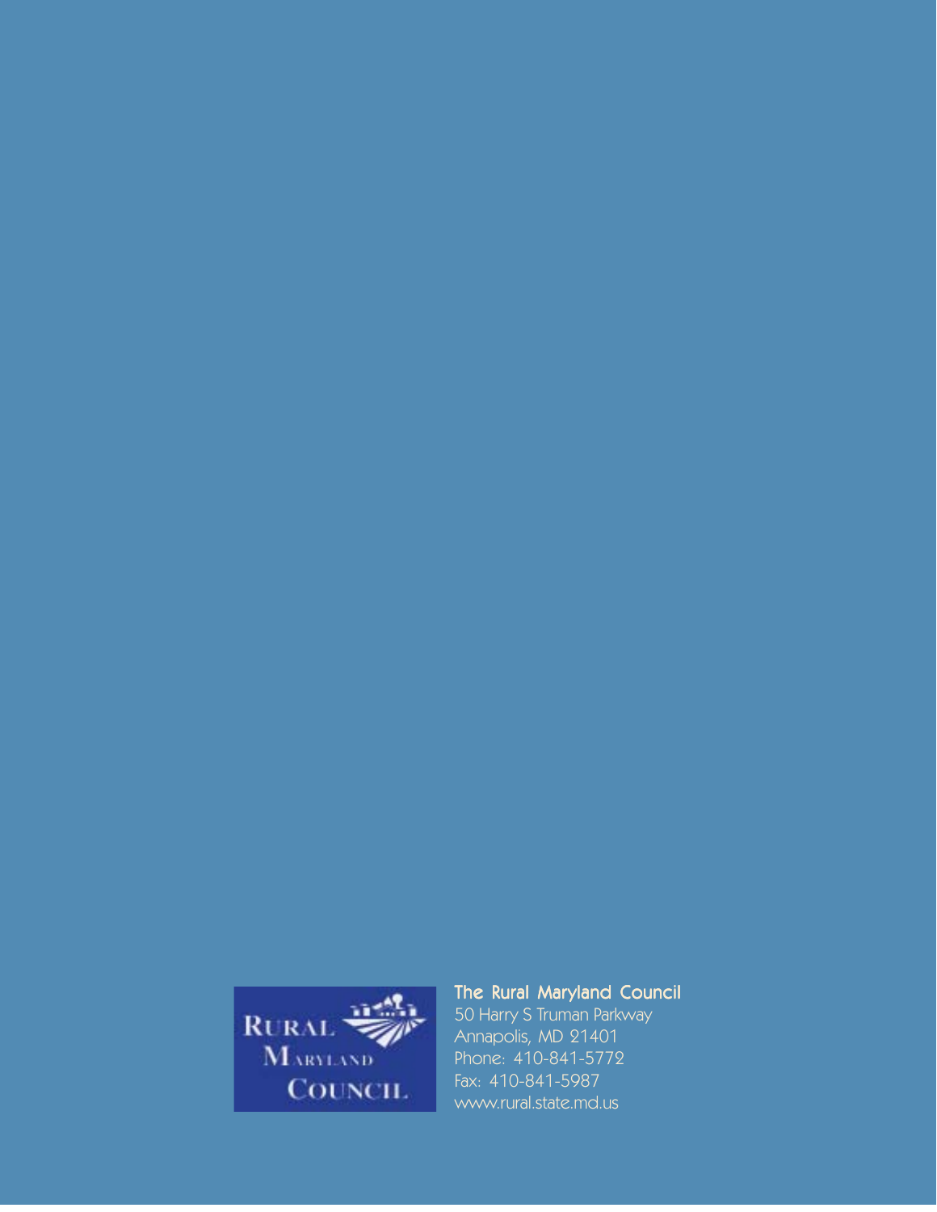**The Rural Maryland Council**
50 Harry S Truman Parkway
Annapolis, MD 21401
Phone: 410-841-5772
Fax: 410-841-5987
www.rural.state.md.us